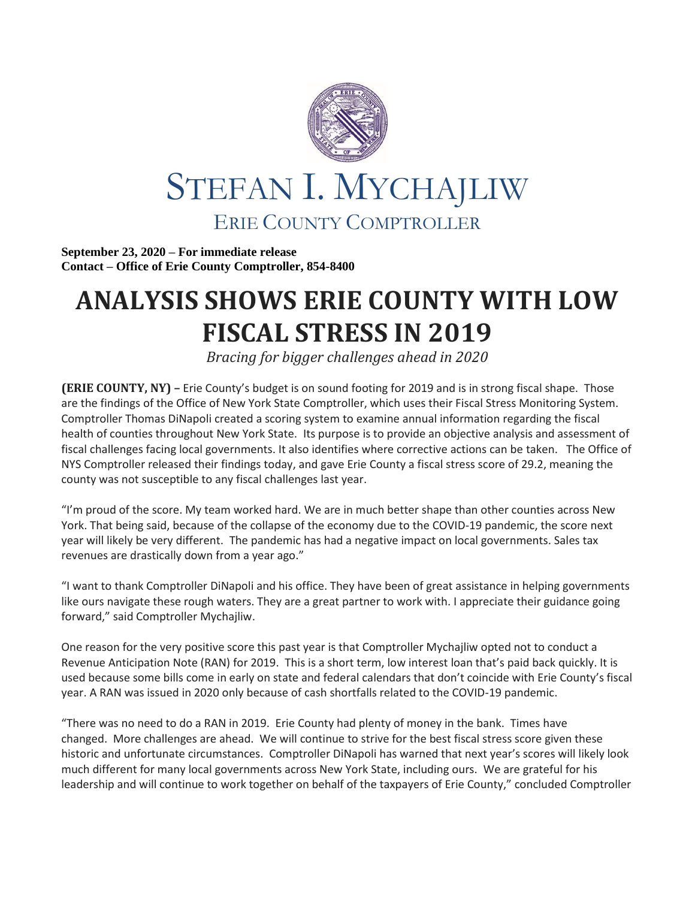# STEFAN I. MYCHAJLIW

## ERIE COUNTY COMPTROLLER

**September 23, 2020 – For immediate release**
**Contact – Office of Erie County Comptroller, 854-8400**

# ANALYSIS SHOWS ERIE COUNTY WITH LOW FISCAL STRESS IN 2019

*Bracing for bigger challenges ahead in 2020*

**(ERIE COUNTY, NY) –** Erie County's budget is on sound footing for 2019 and is in strong fiscal shape. Those are the findings of the Office of New York State Comptroller, which uses their Fiscal Stress Monitoring System. Comptroller Thomas DiNapoli created a scoring system to examine annual information regarding the fiscal health of counties throughout New York State. Its purpose is to provide an objective analysis and assessment of fiscal challenges facing local governments. It also identifies where corrective actions can be taken. The Office of NYS Comptroller released their findings today, and gave Erie County a fiscal stress score of 29.2, meaning the county was not susceptible to any fiscal challenges last year.

"I'm proud of the score. My team worked hard. We are in much better shape than other counties across New York. That being said, because of the collapse of the economy due to the COVID-19 pandemic, the score next year will likely be very different. The pandemic has had a negative impact on local governments. Sales tax revenues are drastically down from a year ago."

"I want to thank Comptroller DiNapoli and his office. They have been of great assistance in helping governments like ours navigate these rough waters. They are a great partner to work with. I appreciate their guidance going forward," said Comptroller Mychajliw.

One reason for the very positive score this past year is that Comptroller Mychajliw opted not to conduct a Revenue Anticipation Note (RAN) for 2019. This is a short term, low interest loan that's paid back quickly. It is used because some bills come in early on state and federal calendars that don't coincide with Erie County's fiscal year. A RAN was issued in 2020 only because of cash shortfalls related to the COVID-19 pandemic.

"There was no need to do a RAN in 2019. Erie County had plenty of money in the bank. Times have changed. More challenges are ahead. We will continue to strive for the best fiscal stress score given these historic and unfortunate circumstances. Comptroller DiNapoli has warned that next year's scores will likely look much different for many local governments across New York State, including ours. We are grateful for his leadership and will continue to work together on behalf of the taxpayers of Erie County," concluded Comptroller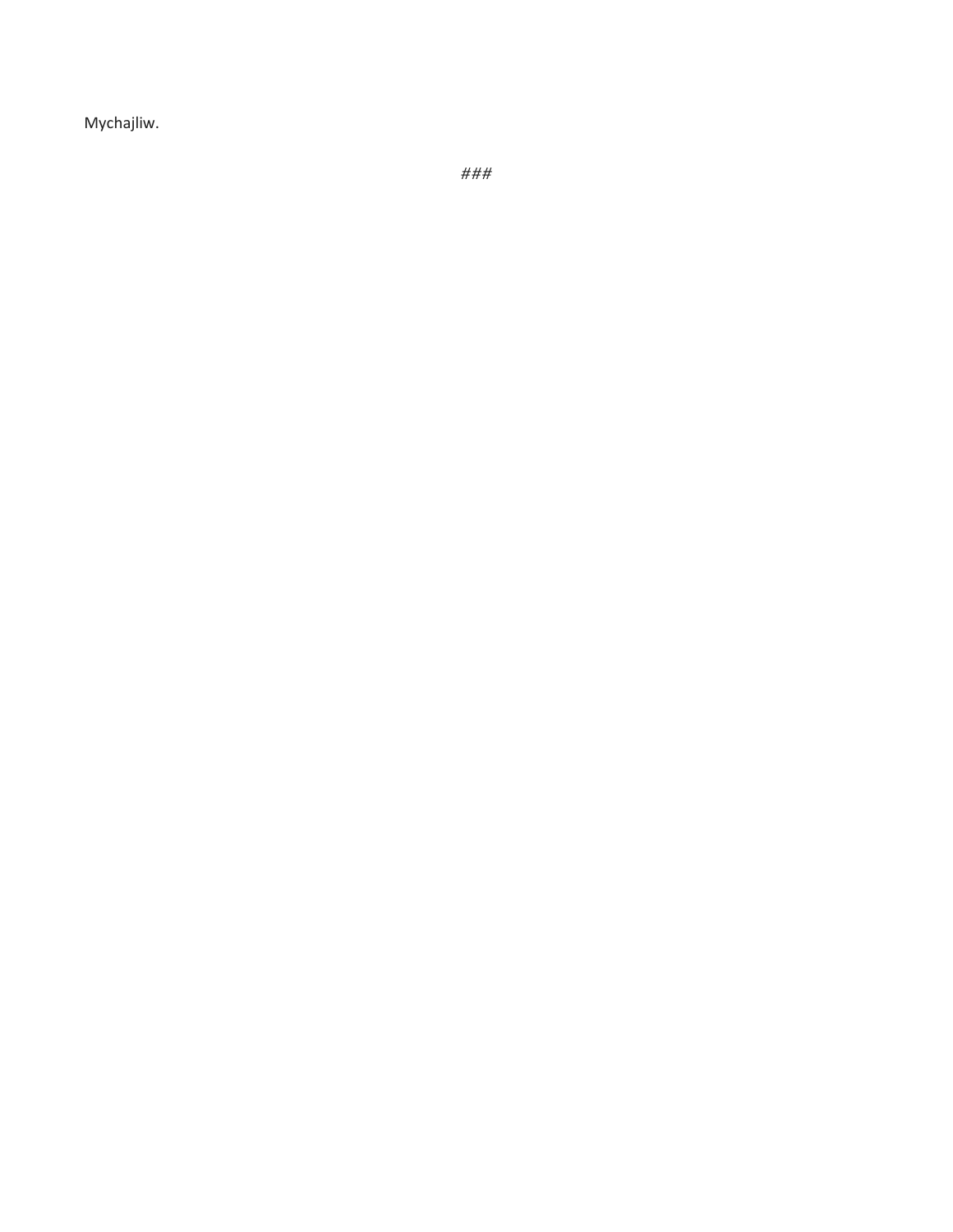Mychajliw.

###